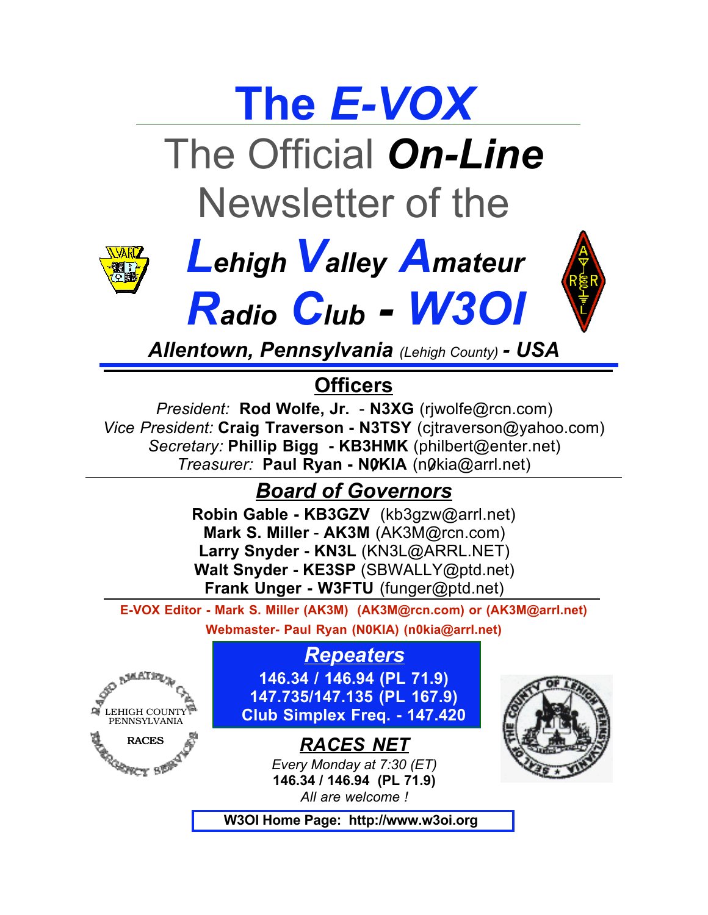# The *E-VOX*

## The Official ***On-Line*** Newsletter of the

## *Lehigh Valley Amateur Radio Club - W3OI*

***Allentown, Pennsylvania** (Lehigh County)* ***- USA***

## Officers

*President:* **Rod Wolfe, Jr. - N3XG** (rjwolfe@rcn.com)
*Vice President:* **Craig Traverson - N3TSY** (cjtraverson@yahoo.com)
*Secretary:* **Phillip Bigg - KB3HMK** (philbert@enter.net)
*Treasurer:* **Paul Ryan - N0KIA** (n0kia@arrl.net)

## *Board of Governors*

**Robin Gable - KB3GZV** (kb3gzw@arrl.net)
**Mark S. Miller - AK3M** (AK3M@rcn.com)
**Larry Snyder - KN3L** (KN3L@ARRL.NET)
**Walt Snyder - KE3SP** (SBWALLY@ptd.net)
**Frank Unger - W3FTU** (funger@ptd.net)

**E-VOX Editor - Mark S. Miller (AK3M) (AK3M@rcn.com) or (AK3M@arrl.net)**
**Webmaster- Paul Ryan (N0KIA) (n0kia@arrl.net)**

## *Repeaters*

**146.34 / 146.94 (PL 71.9)**
**147.735/147.135 (PL 167.9)**
**Club Simplex Freq. - 147.420**

## *RACES NET*

*Every Monday at 7:30 (ET)*
**146.34 / 146.94 (PL 71.9)**
*All are welcome !*

**W3OI Home Page: http://www.w3oi.org**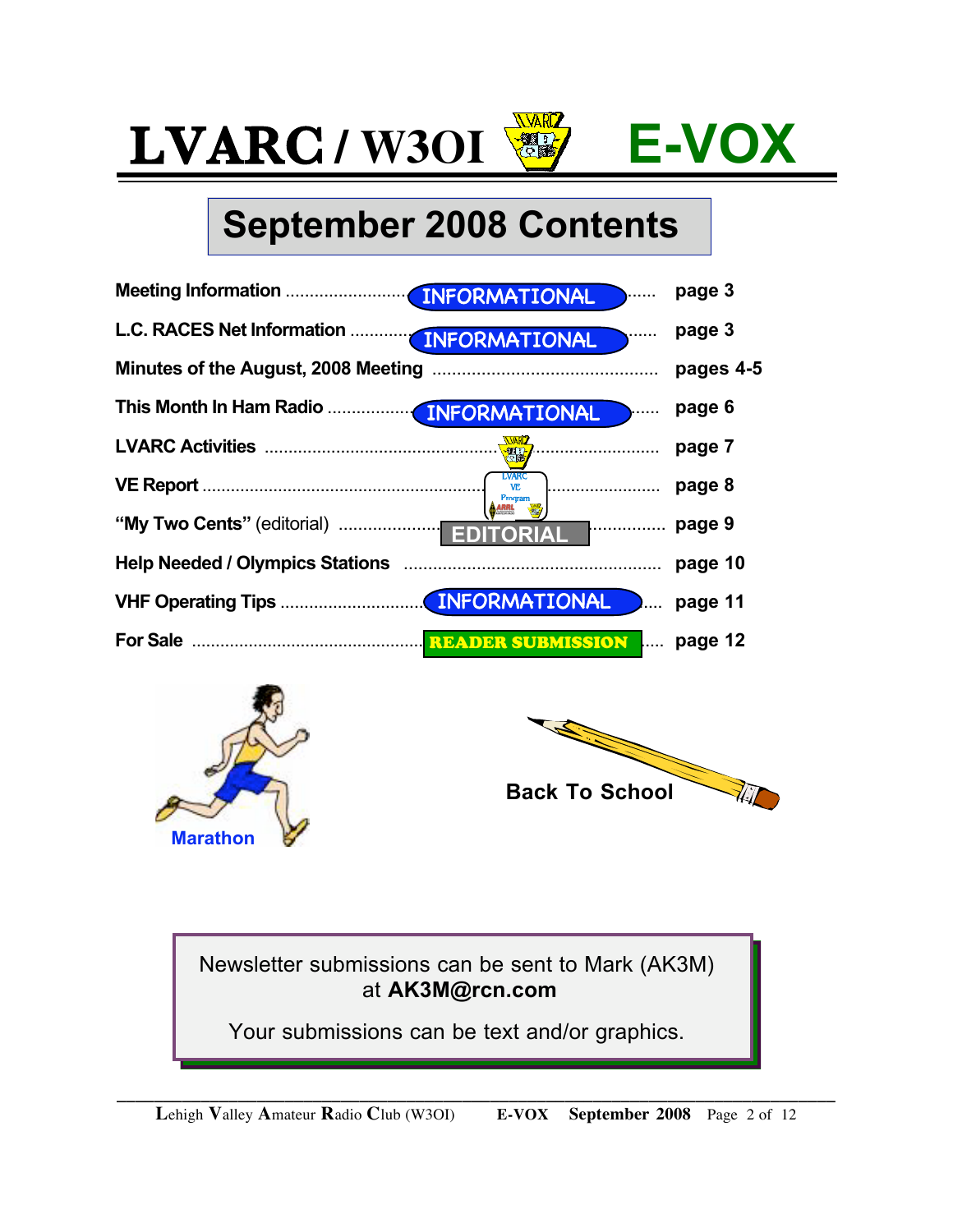# LVARC / W3OI E-VOX

## September 2008 Contents

| Section | Tag | Page |
|---|---|---|
| Meeting Information | INFORMATIONAL | page 3 |
| L.C. RACES Net Information | INFORMATIONAL | page 3 |
| Minutes of the August, 2008 Meeting | | pages 4-5 |
| This Month In Ham Radio | INFORMATIONAL | page 6 |
| LVARC Activities | | page 7 |
| VE Report | LVARC VE Program | page 8 |
| "My Two Cents" (editorial) | EDITORIAL | page 9 |
| Help Needed / Olympics Stations | | page 10 |
| VHF Operating Tips | INFORMATIONAL | page 11 |
| For Sale | READER SUBMISSION | page 12 |

Marathon

Back To School

Newsletter submissions can be sent to Mark (AK3M) at **AK3M@rcn.com**

Your submissions can be text and/or graphics.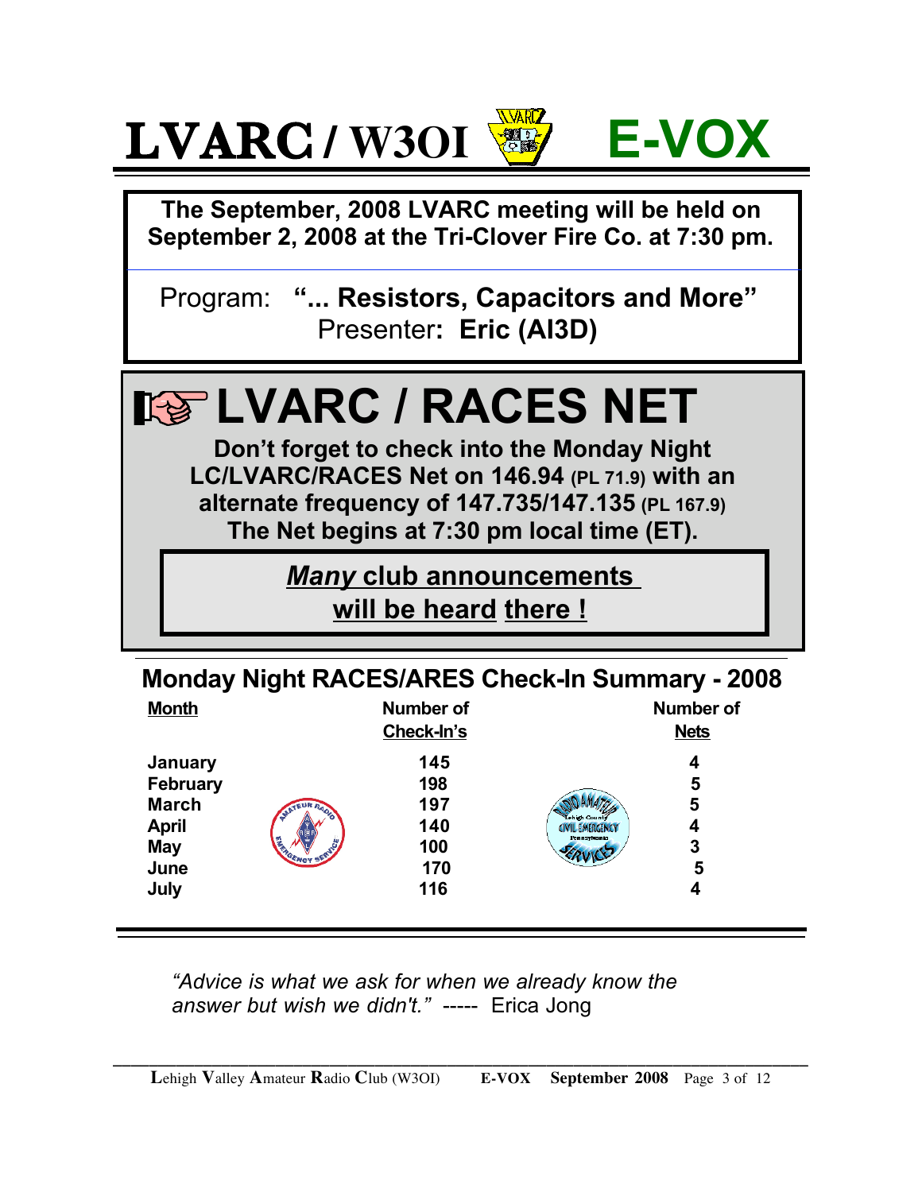# LVARC / W3OI E-VOX

**The September, 2008 LVARC meeting will be held on September 2, 2008 at the Tri-Clover Fire Co. at 7:30 pm.**

Program: **"... Resistors, Capacitors and More"**
Presenter**: Eric (AI3D)**

## LVARC / RACES NET

**Don't forget to check into the Monday Night LC/LVARC/RACES Net on 146.94 (PL 71.9) with an alternate frequency of 147.735/147.135 (PL 167.9) The Net begins at 7:30 pm local time (ET).**

***Many* club announcements will be heard there !**

## Monday Night RACES/ARES Check-In Summary - 2008

| Month | Number of Check-In's | Number of Nets |
|---|---|---|
| January | 145 | 4 |
| February | 198 | 5 |
| March | 197 | 5 |
| April | 140 | 4 |
| May | 100 | 3 |
| June | 170 | 5 |
| July | 116 | 4 |

*"Advice is what we ask for when we already know the answer but wish we didn't."* ----- Erica Jong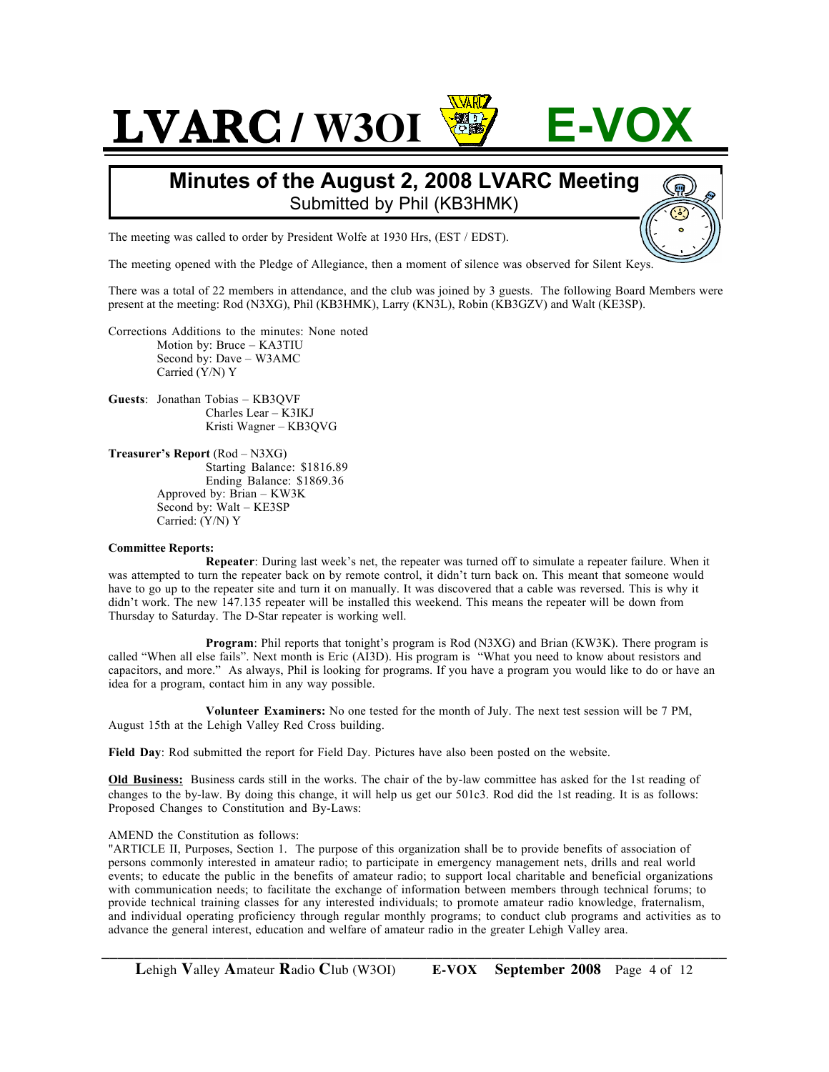# LVARC / W3OI E-VOX

## Minutes of the August 2, 2008 LVARC Meeting

Submitted by Phil (KB3HMK)

The meeting was called to order by President Wolfe at 1930 Hrs, (EST / EDST).

The meeting opened with the Pledge of Allegiance, then a moment of silence was observed for Silent Keys.

There was a total of 22 members in attendance, and the club was joined by 3 guests. The following Board Members were present at the meeting: Rod (N3XG), Phil (KB3HMK), Larry (KN3L), Robin (KB3GZV) and Walt (KE3SP).

Corrections Additions to the minutes: None noted
Motion by: Bruce – KA3TIU
Second by: Dave – W3AMC
Carried (Y/N) Y

**Guests**: Jonathan Tobias – KB3QVF
Charles Lear – K3IKJ
Kristi Wagner – KB3QVG

**Treasurer's Report** (Rod – N3XG)
Starting Balance: $1816.89
Ending Balance: $1869.36
Approved by: Brian – KW3K
Second by: Walt – KE3SP
Carried: (Y/N) Y

**Committee Reports:**

**Repeater**: During last week's net, the repeater was turned off to simulate a repeater failure. When it was attempted to turn the repeater back on by remote control, it didn't turn back on. This meant that someone would have to go up to the repeater site and turn it on manually. It was discovered that a cable was reversed. This is why it didn't work. The new 147.135 repeater will be installed this weekend. This means the repeater will be down from Thursday to Saturday. The D-Star repeater is working well.

**Program**: Phil reports that tonight's program is Rod (N3XG) and Brian (KW3K). There program is called "When all else fails". Next month is Eric (AI3D). His program is "What you need to know about resistors and capacitors, and more." As always, Phil is looking for programs. If you have a program you would like to do or have an idea for a program, contact him in any way possible.

**Volunteer Examiners:** No one tested for the month of July. The next test session will be 7 PM, August 15th at the Lehigh Valley Red Cross building.

**Field Day**: Rod submitted the report for Field Day. Pictures have also been posted on the website.

**Old Business:** Business cards still in the works. The chair of the by-law committee has asked for the 1st reading of changes to the by-law. By doing this change, it will help us get our 501c3. Rod did the 1st reading. It is as follows: Proposed Changes to Constitution and By-Laws:

AMEND the Constitution as follows:

"ARTICLE II, Purposes, Section 1. The purpose of this organization shall be to provide benefits of association of persons commonly interested in amateur radio; to participate in emergency management nets, drills and real world events; to educate the public in the benefits of amateur radio; to support local charitable and beneficial organizations with communication needs; to facilitate the exchange of information between members through technical forums; to provide technical training classes for any interested individuals; to promote amateur radio knowledge, fraternalism, and individual operating proficiency through regular monthly programs; to conduct club programs and activities as to advance the general interest, education and welfare of amateur radio in the greater Lehigh Valley area.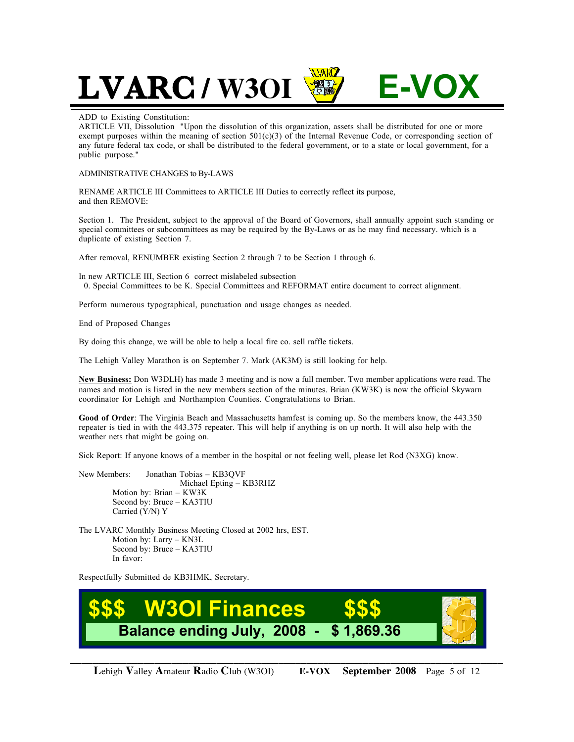ADD to Existing Constitution:
ARTICLE VII, Dissolution "Upon the dissolution of this organization, assets shall be distributed for one or more exempt purposes within the meaning of section 501(c)(3) of the Internal Revenue Code, or corresponding section of any future federal tax code, or shall be distributed to the federal government, or to a state or local government, for a public purpose."

ADMINISTRATIVE CHANGES to By-LAWS

RENAME ARTICLE III Committees to ARTICLE III Duties to correctly reflect its purpose, and then REMOVE:

Section 1. The President, subject to the approval of the Board of Governors, shall annually appoint such standing or special committees or subcommittees as may be required by the By-Laws or as he may find necessary. which is a duplicate of existing Section 7.

After removal, RENUMBER existing Section 2 through 7 to be Section 1 through 6.

In new ARTICLE III, Section 6 correct mislabeled subsection
0. Special Committees to be K. Special Committees and REFORMAT entire document to correct alignment.

Perform numerous typographical, punctuation and usage changes as needed.

End of Proposed Changes

By doing this change, we will be able to help a local fire co. sell raffle tickets.

The Lehigh Valley Marathon is on September 7. Mark (AK3M) is still looking for help.

**New Business:** Don W3DLH) has made 3 meeting and is now a full member. Two member applications were read. The names and motion is listed in the new members section of the minutes. Brian (KW3K) is now the official Skywarn coordinator for Lehigh and Northampton Counties. Congratulations to Brian.

**Good of Order**: The Virginia Beach and Massachusetts hamfest is coming up. So the members know, the 443.350 repeater is tied in with the 443.375 repeater. This will help if anything is on up north. It will also help with the weather nets that might be going on.

Sick Report: If anyone knows of a member in the hospital or not feeling well, please let Rod (N3XG) know.

New Members: Jonathan Tobias – KB3QVF
Michael Epting – KB3RHZ
Motion by: Brian – KW3K
Second by: Bruce – KA3TIU
Carried (Y/N) Y

The LVARC Monthly Business Meeting Closed at 2002 hrs, EST.
Motion by: Larry – KN3L
Second by: Bruce – KA3TIU
In favor:

Respectfully Submitted de KB3HMK, Secretary.

## $$$ W3OI Finances $$$

**Balance ending July, 2008 - $ 1,869.36**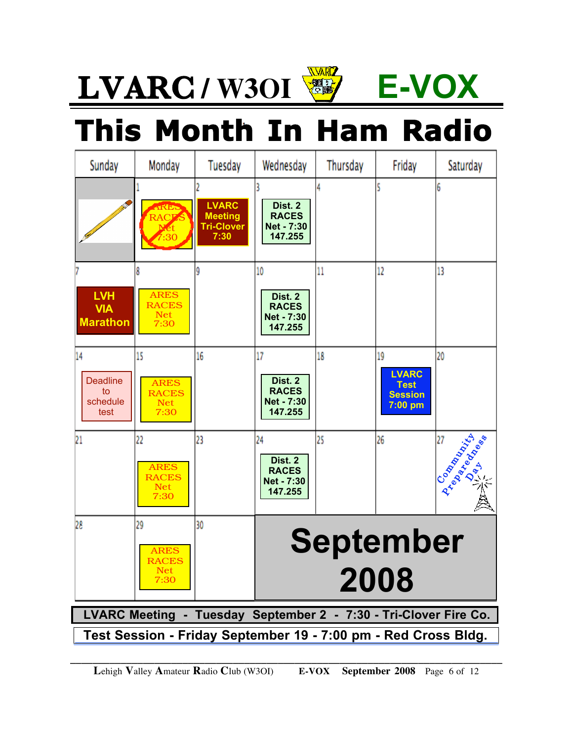# LVARC / W3OI E-VOX

## This Month In Ham Radio

| Sunday | Monday | Tuesday | Wednesday | Thursday | Friday | Saturday |
|---|---|---|---|---|---|---|
| | 1 ~~ARES RACES Net 7:30~~ | 2 LVARC Meeting Tri-Clover 7:30 | 3 Dist. 2 RACES Net - 7:30 147.255 | 4 | 5 | 6 |
| 7 LVH VIA Marathon | 8 ARES RACES Net 7:30 | 9 | 10 Dist. 2 RACES Net - 7:30 147.255 | 11 | 12 | 13 |
| 14 Deadline to schedule test | 15 ARES RACES Net 7:30 | 16 | 17 Dist. 2 RACES Net - 7:30 147.255 | 18 | 19 LVARC Test Session 7:00 pm | 20 |
| 21 | 22 ARES RACES Net 7:30 | 23 | 24 Dist. 2 RACES Net - 7:30 147.255 | 25 | 26 | 27 Community Preparedness Day |
| 28 | 29 ARES RACES Net 7:30 | 30 | September 2008 | | | |

**LVARC Meeting - Tuesday September 2 - 7:30 - Tri-Clover Fire Co.**

**Test Session - Friday September 19 - 7:00 pm - Red Cross Bldg.**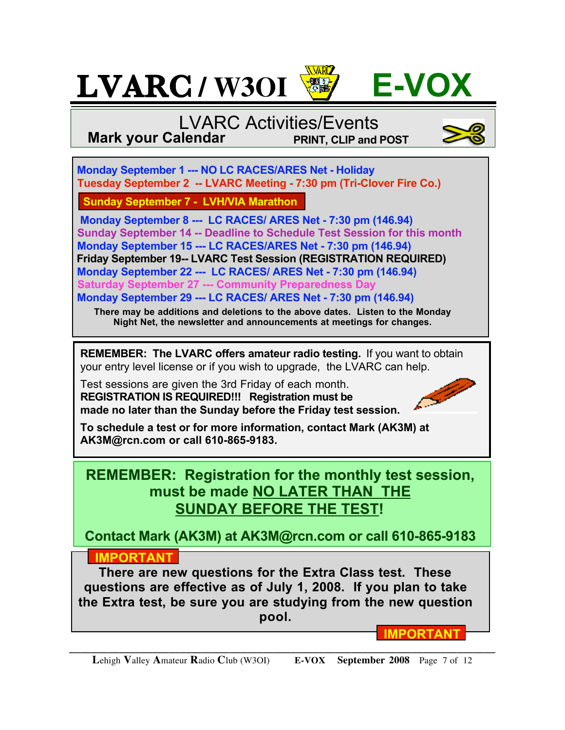# LVARC / W3OI E-VOX

## LVARC Activities/Events

**Mark your Calendar** **PRINT, CLIP and POST**

**Monday September 1 --- NO LC RACES/ARES Net - Holiday**
**Tuesday September 2 -- LVARC Meeting - 7:30 pm (Tri-Clover Fire Co.)**

**Sunday September 7 - LVH/VIA Marathon**

**Monday September 8 --- LC RACES/ ARES Net - 7:30 pm (146.94)**
**Sunday September 14 -- Deadline to Schedule Test Session for this month**
**Monday September 15 --- LC RACES/ARES Net - 7:30 pm (146.94)**
**Friday September 19-- LVARC Test Session (REGISTRATION REQUIRED)**
**Monday September 22 --- LC RACES/ ARES Net - 7:30 pm (146.94)**
**Saturday September 27 --- Community Preparedness Day**
**Monday September 29 --- LC RACES/ ARES Net - 7:30 pm (146.94)**

**There may be additions and deletions to the above dates. Listen to the Monday Night Net, the newsletter and announcements at meetings for changes.**

**REMEMBER: The LVARC offers amateur radio testing.** If you want to obtain your entry level license or if you wish to upgrade, the LVARC can help.

Test sessions are given the 3rd Friday of each month.
**REGISTRATION IS REQUIRED!!! Registration must be made no later than the Sunday before the Friday test session.**

**To schedule a test or for more information, contact Mark (AK3M) at AK3M@rcn.com or call 610-865-9183.**

**REMEMBER: Registration for the monthly test session, must be made NO LATER THAN THE SUNDAY BEFORE THE TEST!**

**Contact Mark (AK3M) at AK3M@rcn.com or call 610-865-9183**

**IMPORTANT**

**There are new questions for the Extra Class test. These questions are effective as of July 1, 2008. If you plan to take the Extra test, be sure you are studying from the new question pool.**

**IMPORTANT**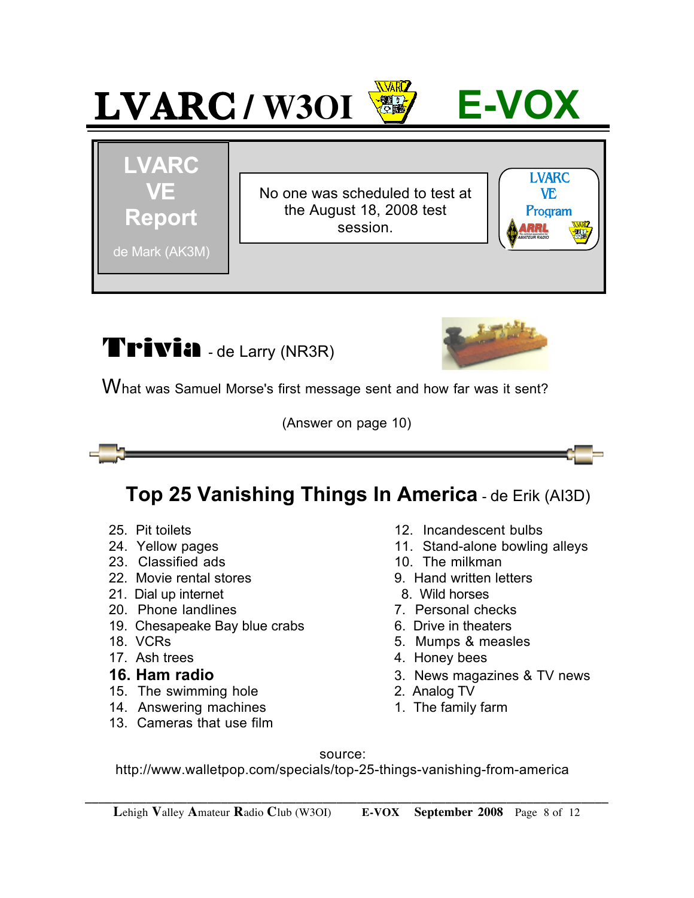# LVARC / W3OI E-VOX

## LVARC VE Report

de Mark (AK3M)

No one was scheduled to test at the August 18, 2008 test session.

LVARC VE Program

## Trivia - de Larry (NR3R)

What was Samuel Morse's first message sent and how far was it sent?

(Answer on page 10)

## Top 25 Vanishing Things In America - de Erik (AI3D)

25. Pit toilets
24. Yellow pages
23. Classified ads
22. Movie rental stores
21. Dial up internet
20. Phone landlines
19. Chesapeake Bay blue crabs
18. VCRs
17. Ash trees
16. **Ham radio**
15. The swimming hole
14. Answering machines
13. Cameras that use film
12. Incandescent bulbs
11. Stand-alone bowling alleys
10. The milkman
9. Hand written letters
8. Wild horses
7. Personal checks
6. Drive in theaters
5. Mumps & measles
4. Honey bees
3. News magazines & TV news
2. Analog TV
1. The family farm

source:
http://www.walletpop.com/specials/top-25-things-vanishing-from-america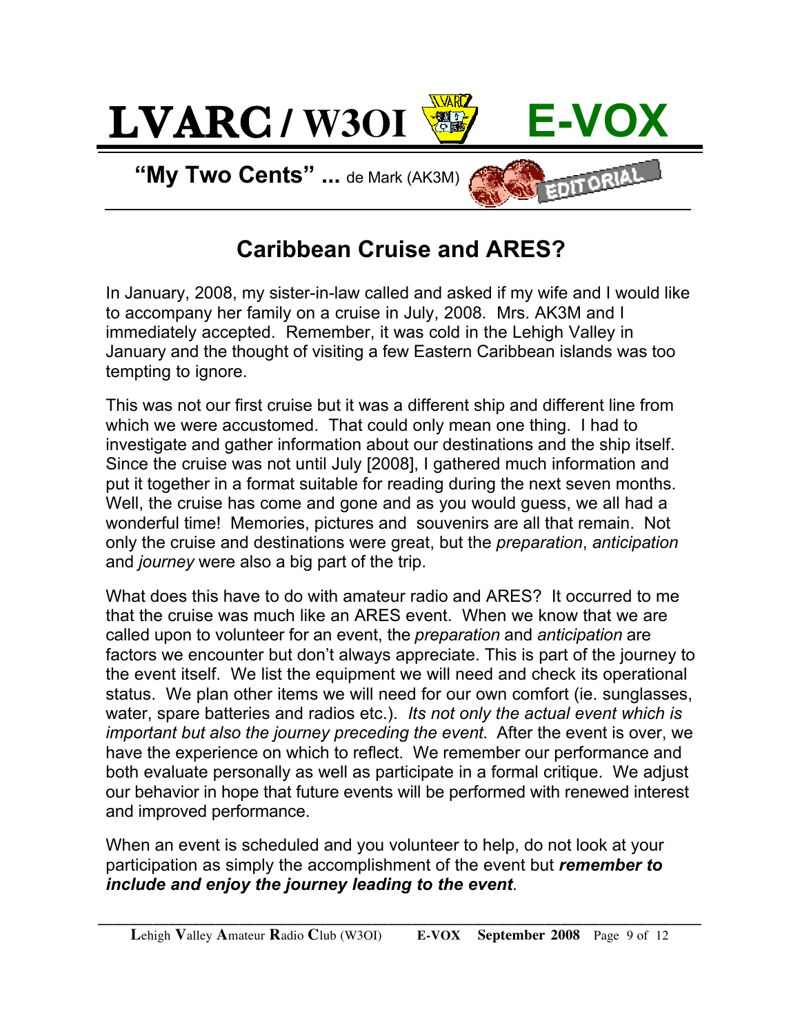# LVARC / W3OI E-VOX

**"My Two Cents" ...** de Mark (AK3M)

EDITORIAL

## Caribbean Cruise and ARES?

In January, 2008, my sister-in-law called and asked if my wife and I would like to accompany her family on a cruise in July, 2008. Mrs. AK3M and I immediately accepted. Remember, it was cold in the Lehigh Valley in January and the thought of visiting a few Eastern Caribbean islands was too tempting to ignore.

This was not our first cruise but it was a different ship and different line from which we were accustomed. That could only mean one thing. I had to investigate and gather information about our destinations and the ship itself. Since the cruise was not until July [2008], I gathered much information and put it together in a format suitable for reading during the next seven months. Well, the cruise has come and gone and as you would guess, we all had a wonderful time! Memories, pictures and souvenirs are all that remain. Not only the cruise and destinations were great, but the *preparation*, *anticipation* and *journey* were also a big part of the trip.

What does this have to do with amateur radio and ARES? It occurred to me that the cruise was much like an ARES event. When we know that we are called upon to volunteer for an event, the *preparation* and *anticipation* are factors we encounter but don't always appreciate. This is part of the journey to the event itself. We list the equipment we will need and check its operational status. We plan other items we will need for our own comfort (ie. sunglasses, water, spare batteries and radios etc.). *Its not only the actual event which is important but also the journey preceding the event.* After the event is over, we have the experience on which to reflect. We remember our performance and both evaluate personally as well as participate in a formal critique. We adjust our behavior in hope that future events will be performed with renewed interest and improved performance.

When an event is scheduled and you volunteer to help, do not look at your participation as simply the accomplishment of the event but ***remember to include and enjoy the journey leading to the event***.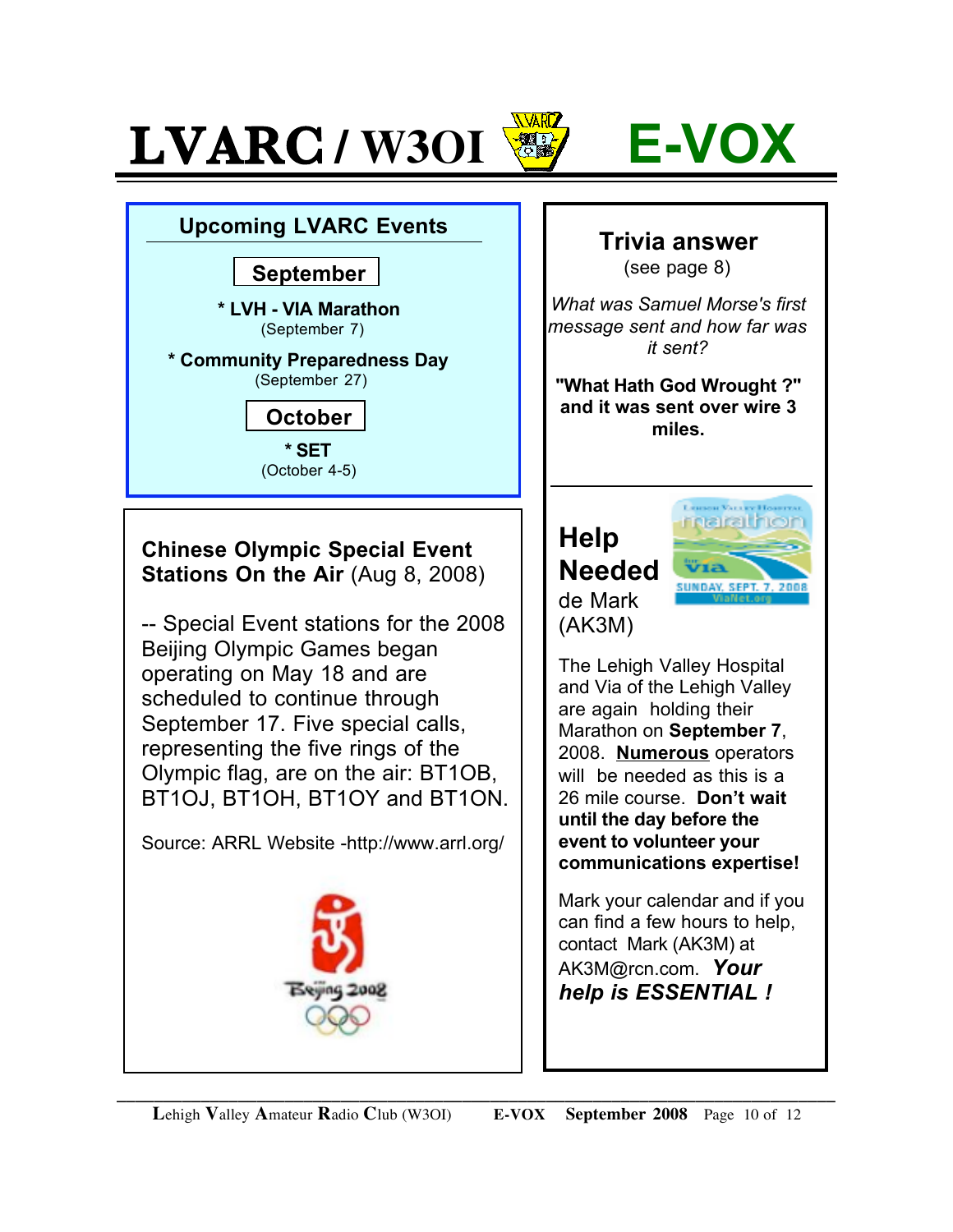# LVARC / W3OI E-VOX

## Upcoming LVARC Events

### September

**\* LVH - VIA Marathon**
(September 7)

**\* Community Preparedness Day**
(September 27)

### October

**\* SET**
(October 4-5)

## Trivia answer

(see page 8)

*What was Samuel Morse's first message sent and how far was it sent?*

**"What Hath God Wrought ?" and it was sent over wire 3 miles.**

## Chinese Olympic Special Event Stations On the Air (Aug 8, 2008)

-- Special Event stations for the 2008 Beijing Olympic Games began operating on May 18 and are scheduled to continue through September 17. Five special calls, representing the five rings of the Olympic flag, are on the air: BT1OB, BT1OJ, BT1OH, BT1OY and BT1ON.

Source: ARRL Website -http://www.arrl.org/

## Help Needed

de Mark (AK3M)

The Lehigh Valley Hospital and Via of the Lehigh Valley are again holding their Marathon on **September 7**, 2008. **Numerous** operators will be needed as this is a 26 mile course. **Don't wait until the day before the event to volunteer your communications expertise!**

Mark your calendar and if you can find a few hours to help, contact Mark (AK3M) at AK3M@rcn.com. ***Your help is ESSENTIAL !***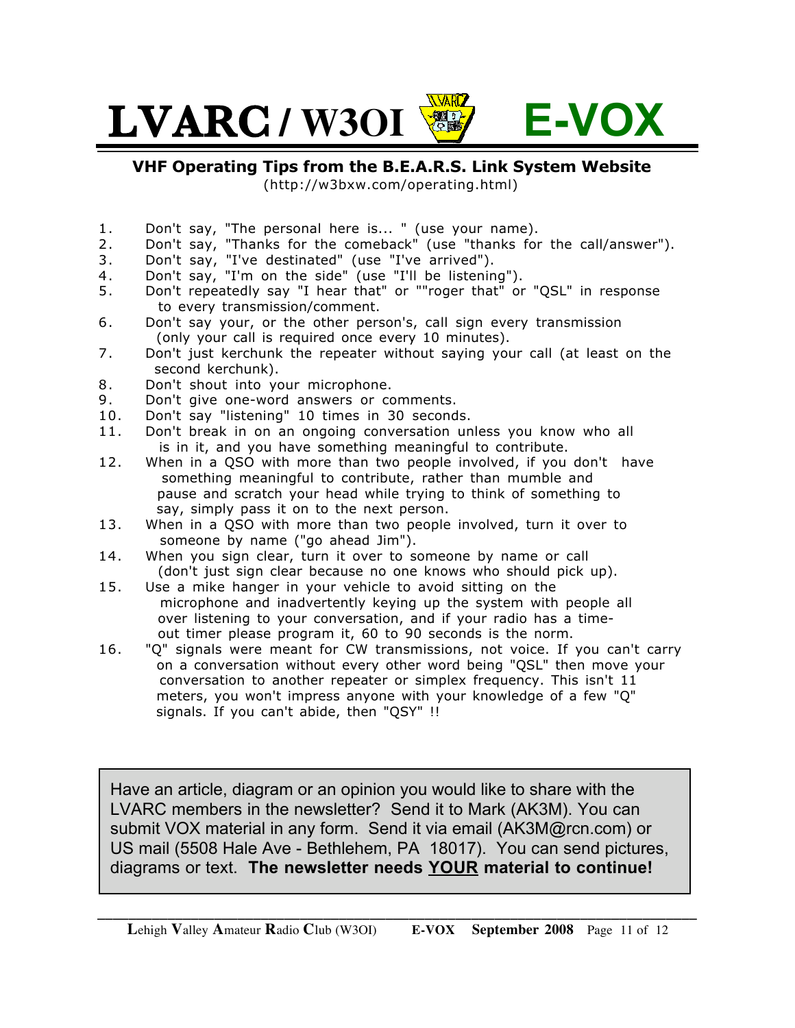## VHF Operating Tips from the B.E.A.R.S. Link System Website

(http://w3bxw.com/operating.html)

1. Don't say, "The personal here is... " (use your name).
2. Don't say, "Thanks for the comeback" (use "thanks for the call/answer").
3. Don't say, "I've destinated" (use "I've arrived").
4. Don't say, "I'm on the side" (use "I'll be listening").
5. Don't repeatedly say "I hear that" or ""roger that" or "QSL" in response to every transmission/comment.
6. Don't say your, or the other person's, call sign every transmission (only your call is required once every 10 minutes).
7. Don't just kerchunk the repeater without saying your call (at least on the second kerchunk).
8. Don't shout into your microphone.
9. Don't give one-word answers or comments.
10. Don't say "listening" 10 times in 30 seconds.
11. Don't break in on an ongoing conversation unless you know who all is in it, and you have something meaningful to contribute.
12. When in a QSO with more than two people involved, if you don't have something meaningful to contribute, rather than mumble and pause and scratch your head while trying to think of something to say, simply pass it on to the next person.
13. When in a QSO with more than two people involved, turn it over to someone by name ("go ahead Jim").
14. When you sign clear, turn it over to someone by name or call (don't just sign clear because no one knows who should pick up).
15. Use a mike hanger in your vehicle to avoid sitting on the microphone and inadvertently keying up the system with people all over listening to your conversation, and if your radio has a time-out timer please program it, 60 to 90 seconds is the norm.
16. "Q" signals were meant for CW transmissions, not voice. If you can't carry on a conversation without every other word being "QSL" then move your conversation to another repeater or simplex frequency. This isn't 11 meters, you won't impress anyone with your knowledge of a few "Q" signals. If you can't abide, then "QSY" !!

Have an article, diagram or an opinion you would like to share with the LVARC members in the newsletter? Send it to Mark (AK3M). You can submit VOX material in any form. Send it via email (AK3M@rcn.com) or US mail (5508 Hale Ave - Bethlehem, PA 18017). You can send pictures, diagrams or text. **The newsletter needs YOUR material to continue!**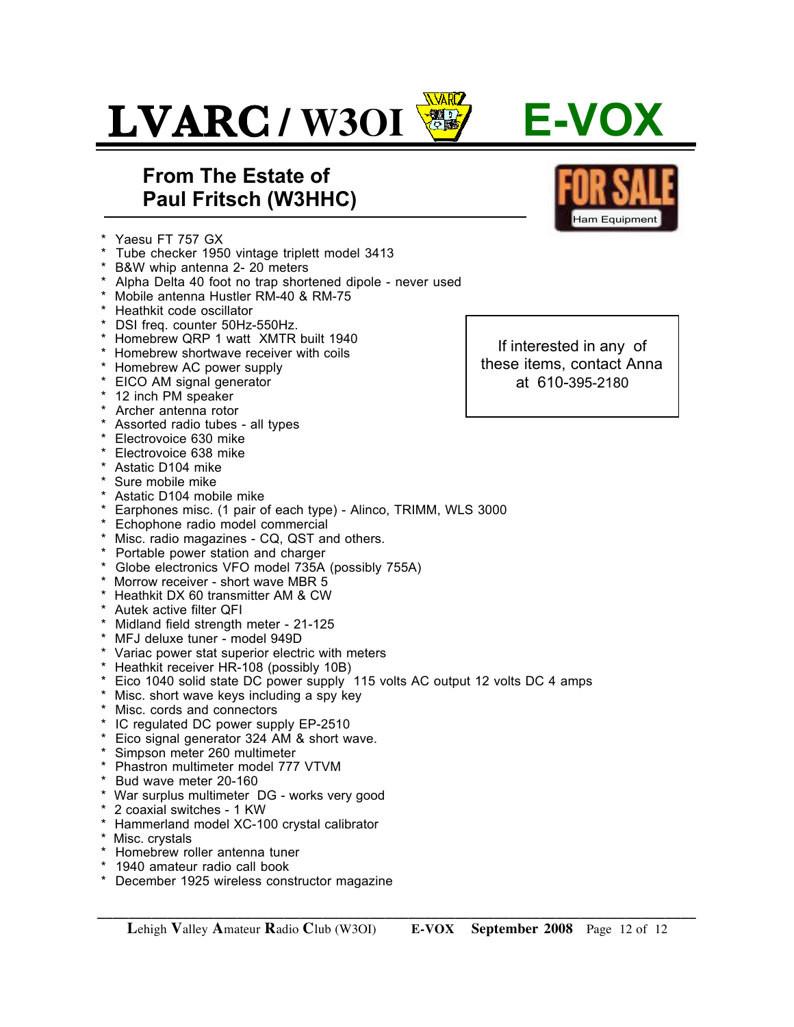# LVARC / W3OI E-VOX

## From The Estate of Paul Fritsch (W3HHC)

FOR SALE
Ham Equipment

- Yaesu FT 757 GX
- Tube checker 1950 vintage triplett model 3413
- B&W whip antenna 2- 20 meters
- Alpha Delta 40 foot no trap shortened dipole - never used
- Mobile antenna Hustler RM-40 & RM-75
- Heathkit code oscillator
- DSI freq. counter 50Hz-550Hz.
- Homebrew QRP 1 watt XMTR built 1940
- Homebrew shortwave receiver with coils
- Homebrew AC power supply
- EICO AM signal generator
- 12 inch PM speaker
- Archer antenna rotor
- Assorted radio tubes - all types
- Electrovoice 630 mike
- Electrovoice 638 mike
- Astatic D104 mike
- Sure mobile mike
- Astatic D104 mobile mike
- Earphones misc. (1 pair of each type) - Alinco, TRIMM, WLS 3000
- Echophone radio model commercial
- Misc. radio magazines - CQ, QST and others.
- Portable power station and charger
- Globe electronics VFO model 735A (possibly 755A)
- Morrow receiver - short wave MBR 5
- Heathkit DX 60 transmitter AM & CW
- Autek active filter QFI
- Midland field strength meter - 21-125
- MFJ deluxe tuner - model 949D
- Variac power stat superior electric with meters
- Heathkit receiver HR-108 (possibly 10B)
- Eico 1040 solid state DC power supply 115 volts AC output 12 volts DC 4 amps
- Misc. short wave keys including a spy key
- Misc. cords and connectors
- IC regulated DC power supply EP-2510
- Eico signal generator 324 AM & short wave.
- Simpson meter 260 multimeter
- Phastron multimeter model 777 VTVM
- Bud wave meter 20-160
- War surplus multimeter DG - works very good
- 2 coaxial switches - 1 KW
- Hammerland model XC-100 crystal calibrator
- Misc. crystals
- Homebrew roller antenna tuner
- 1940 amateur radio call book
- December 1925 wireless constructor magazine

If interested in any of these items, contact Anna at 610-395-2180